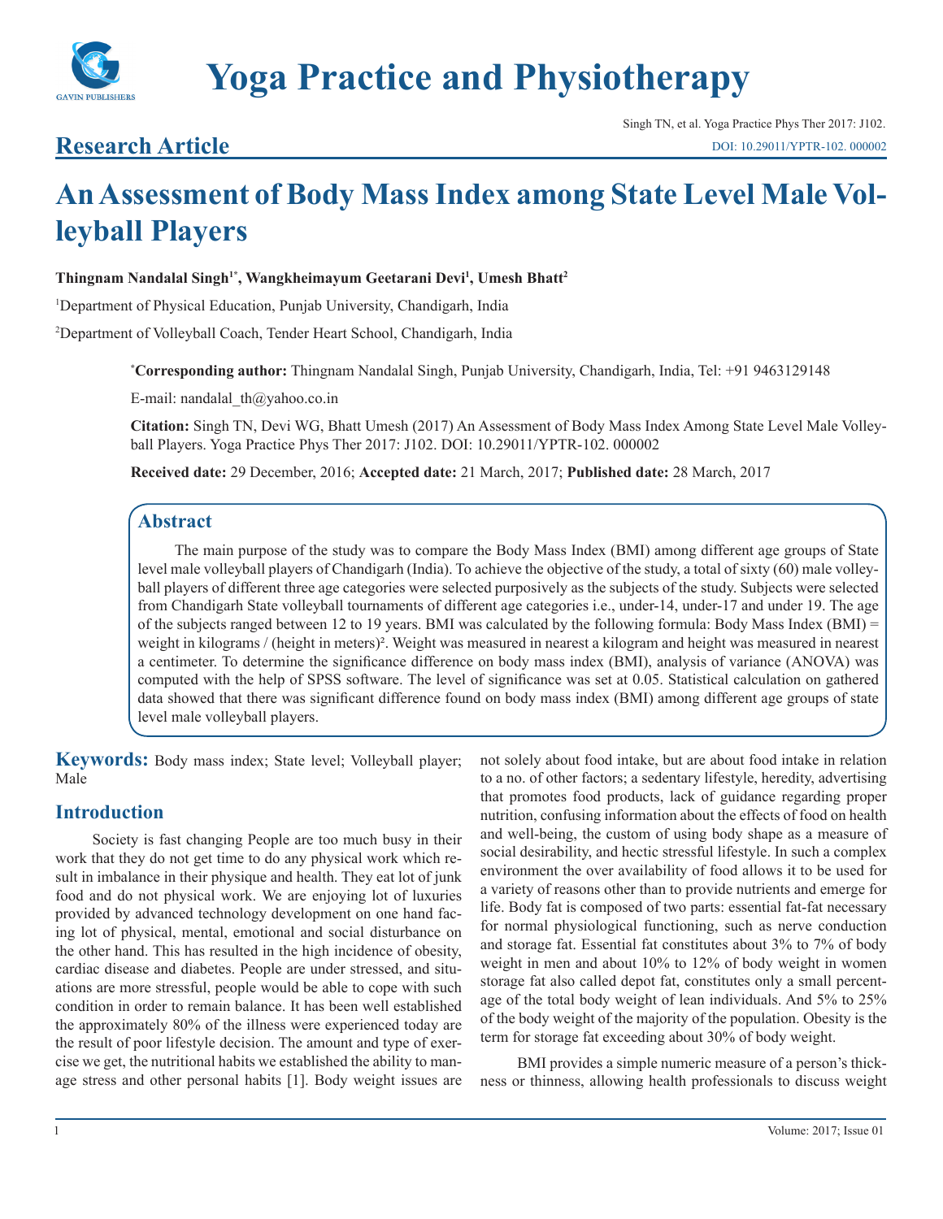Research Article

# An Assessment of Body Mass Index among State Level Male Volleyball Players

**Thingnam Nandalal Singh[1*], Wangkheimayum Geetarani Devi[1], Umesh Bhatt[2]**

[1]Department of Physical Education, Punjab University, Chandigarh, India

[2]Department of Volleyball Coach, Tender Heart School, Chandigarh, India

[*]**Corresponding author:** Thingnam Nandalal Singh, Punjab University, Chandigarh, India, Tel: +91 9463129148

E-mail: nandalal_th@yahoo.co.in

**Citation:** Singh TN, Devi WG, Bhatt Umesh (2017) An Assessment of Body Mass Index Among State Level Male Volleyball Players. Yoga Practice Phys Ther 2017: J102. DOI: 10.29011/YPTR-102. 000002

**Received date:** 29 December, 2016; **Accepted date:** 21 March, 2017; **Published date:** 28 March, 2017

## Abstract

The main purpose of the study was to compare the Body Mass Index (BMI) among different age groups of State level male volleyball players of Chandigarh (India). To achieve the objective of the study, a total of sixty (60) male volleyball players of different three age categories were selected purposively as the subjects of the study. Subjects were selected from Chandigarh State volleyball tournaments of different age categories i.e., under-14, under-17 and under 19. The age of the subjects ranged between 12 to 19 years. BMI was calculated by the following formula: Body Mass Index (BMI) = weight in kilograms / (height in meters)$^2$. Weight was measured in nearest a kilogram and height was measured in nearest a centimeter. To determine the significance difference on body mass index (BMI), analysis of variance (ANOVA) was computed with the help of SPSS software. The level of significance was set at 0.05. Statistical calculation on gathered data showed that there was significant difference found on body mass index (BMI) among different age groups of state level male volleyball players.

**Keywords:** Body mass index; State level; Volleyball player; Male

## Introduction

Society is fast changing People are too much busy in their work that they do not get time to do any physical work which result in imbalance in their physique and health. They eat lot of junk food and do not physical work. We are enjoying lot of luxuries provided by advanced technology development on one hand facing lot of physical, mental, emotional and social disturbance on the other hand. This has resulted in the high incidence of obesity, cardiac disease and diabetes. People are under stressed, and situations are more stressful, people would be able to cope with such condition in order to remain balance. It has been well established the approximately 80% of the illness were experienced today are the result of poor lifestyle decision. The amount and type of exercise we get, the nutritional habits we established the ability to manage stress and other personal habits [1]. Body weight issues are not solely about food intake, but are about food intake in relation to a no. of other factors; a sedentary lifestyle, heredity, advertising that promotes food products, lack of guidance regarding proper nutrition, confusing information about the effects of food on health and well-being, the custom of using body shape as a measure of social desirability, and hectic stressful lifestyle. In such a complex environment the over availability of food allows it to be used for a variety of reasons other than to provide nutrients and emerge for life. Body fat is composed of two parts: essential fat-fat necessary for normal physiological functioning, such as nerve conduction and storage fat. Essential fat constitutes about 3% to 7% of body weight in men and about 10% to 12% of body weight in women storage fat also called depot fat, constitutes only a small percentage of the total body weight of lean individuals. And 5% to 25% of the body weight of the majority of the population. Obesity is the term for storage fat exceeding about 30% of body weight.

BMI provides a simple numeric measure of a person's thickness or thinness, allowing health professionals to discuss weight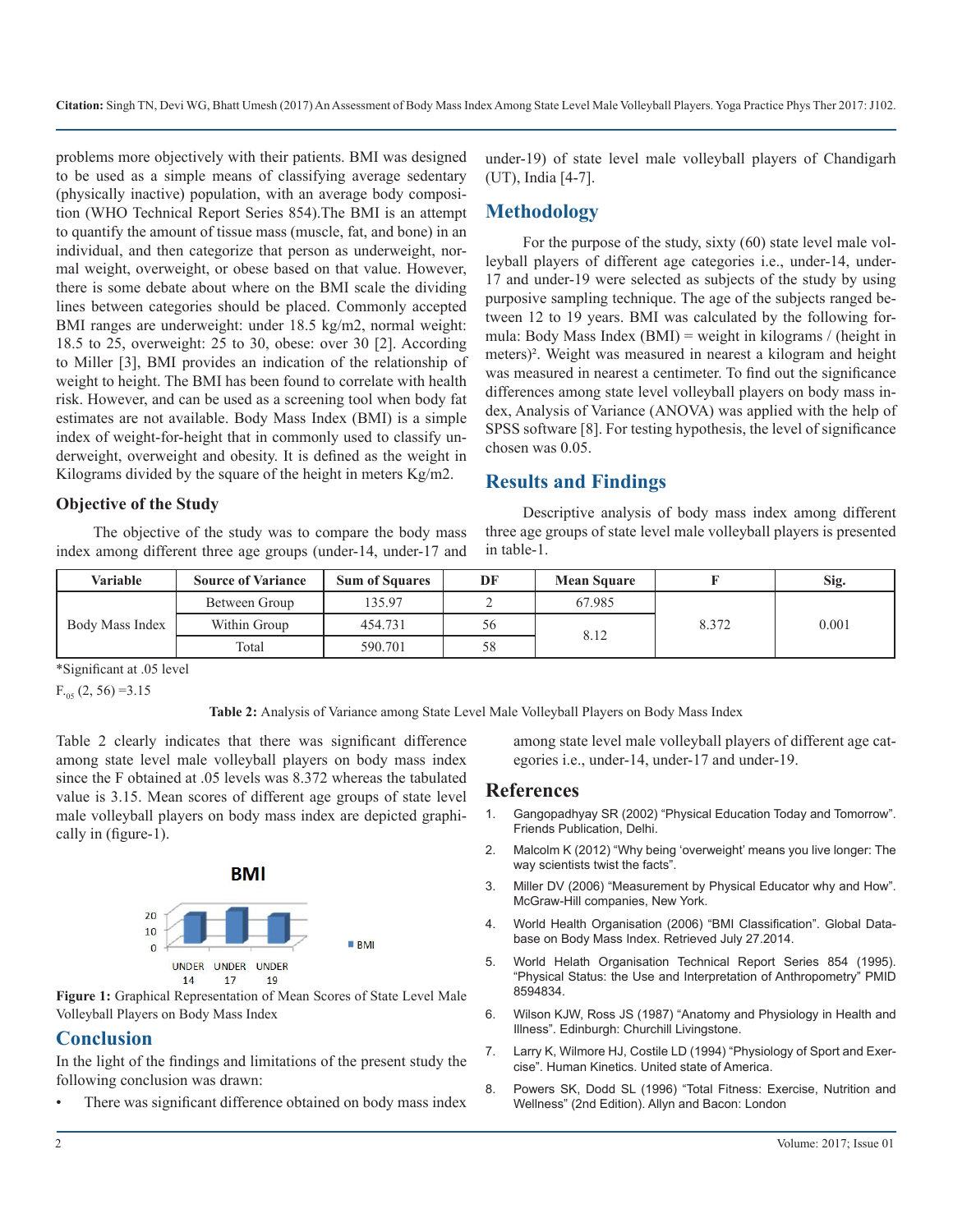problems more objectively with their patients. BMI was designed to be used as a simple means of classifying average sedentary (physically inactive) population, with an average body composition (WHO Technical Report Series 854).The BMI is an attempt to quantify the amount of tissue mass (muscle, fat, and bone) in an individual, and then categorize that person as underweight, normal weight, overweight, or obese based on that value. However, there is some debate about where on the BMI scale the dividing lines between categories should be placed. Commonly accepted BMI ranges are underweight: under 18.5 kg/m2, normal weight: 18.5 to 25, overweight: 25 to 30, obese: over 30 [2]. According to Miller [3], BMI provides an indication of the relationship of weight to height. The BMI has been found to correlate with health risk. However, and can be used as a screening tool when body fat estimates are not available. Body Mass Index (BMI) is a simple index of weight-for-height that in commonly used to classify underweight, overweight and obesity. It is defined as the weight in Kilograms divided by the square of the height in meters Kg/m2.

### Objective of the Study

The objective of the study was to compare the body mass index among different three age groups (under-14, under-17 and under-19) of state level male volleyball players of Chandigarh (UT), India [4-7].

## Methodology

For the purpose of the study, sixty (60) state level male volleyball players of different age categories i.e., under-14, under-17 and under-19 were selected as subjects of the study by using purposive sampling technique. The age of the subjects ranged between 12 to 19 years. BMI was calculated by the following formula: Body Mass Index (BMI) = weight in kilograms / (height in meters)$^2$. Weight was measured in nearest a kilogram and height was measured in nearest a centimeter. To find out the significance differences among state level volleyball players on body mass index, Analysis of Variance (ANOVA) was applied with the help of SPSS software [8]. For testing hypothesis, the level of significance chosen was 0.05.

## Results and Findings

Descriptive analysis of body mass index among different three age groups of state level male volleyball players is presented in table-1.

| Variable | Source of Variance | Sum of Squares | DF | Mean Square | F | Sig. |
|---|---|---|---|---|---|---|
| Body Mass Index | Between Group | 135.97 | 2 | 67.985 | 8.372 | 0.001 |
| | Within Group | 454.731 | 56 | 8.12 | | |
| | Total | 590.701 | 58 | | | |

*Significant at .05 level

$F_{.05}$ (2, 56) =3.15

**Table 2:** Analysis of Variance among State Level Male Volleyball Players on Body Mass Index

Table 2 clearly indicates that there was significant difference among state level male volleyball players on body mass index since the F obtained at .05 levels was 8.372 whereas the tabulated value is 3.15. Mean scores of different age groups of state level male volleyball players on body mass index are depicted graphically in (figure-1).

BMI

20
10
0

UNDER 14
UNDER 17
UNDER 19

BMI

**Figure 1:** Graphical Representation of Mean Scores of State Level Male Volleyball Players on Body Mass Index

## Conclusion

In the light of the findings and limitations of the present study the following conclusion was drawn:

- There was significant difference obtained on body mass index among state level male volleyball players of different age categories i.e., under-14, under-17 and under-19.

## References

1. Gangopadhyay SR (2002) "Physical Education Today and Tomorrow". Friends Publication, Delhi.
2. Malcolm K (2012) "Why being 'overweight' means you live longer: The way scientists twist the facts".
3. Miller DV (2006) "Measurement by Physical Educator why and How". McGraw-Hill companies, New York.
4. World Health Organisation (2006) "BMI Classification". Global Database on Body Mass Index. Retrieved July 27.2014.
5. World Helath Organisation Technical Report Series 854 (1995). "Physical Status: the Use and Interpretation of Anthropometry" PMID 8594834.
6. Wilson KJW, Ross JS (1987) "Anatomy and Physiology in Health and Illness". Edinburgh: Churchill Livingstone.
7. Larry K, Wilmore HJ, Costile LD (1994) "Physiology of Sport and Exercise". Human Kinetics. United state of America.
8. Powers SK, Dodd SL (1996) "Total Fitness: Exercise, Nutrition and Wellness" (2nd Edition). Allyn and Bacon: London